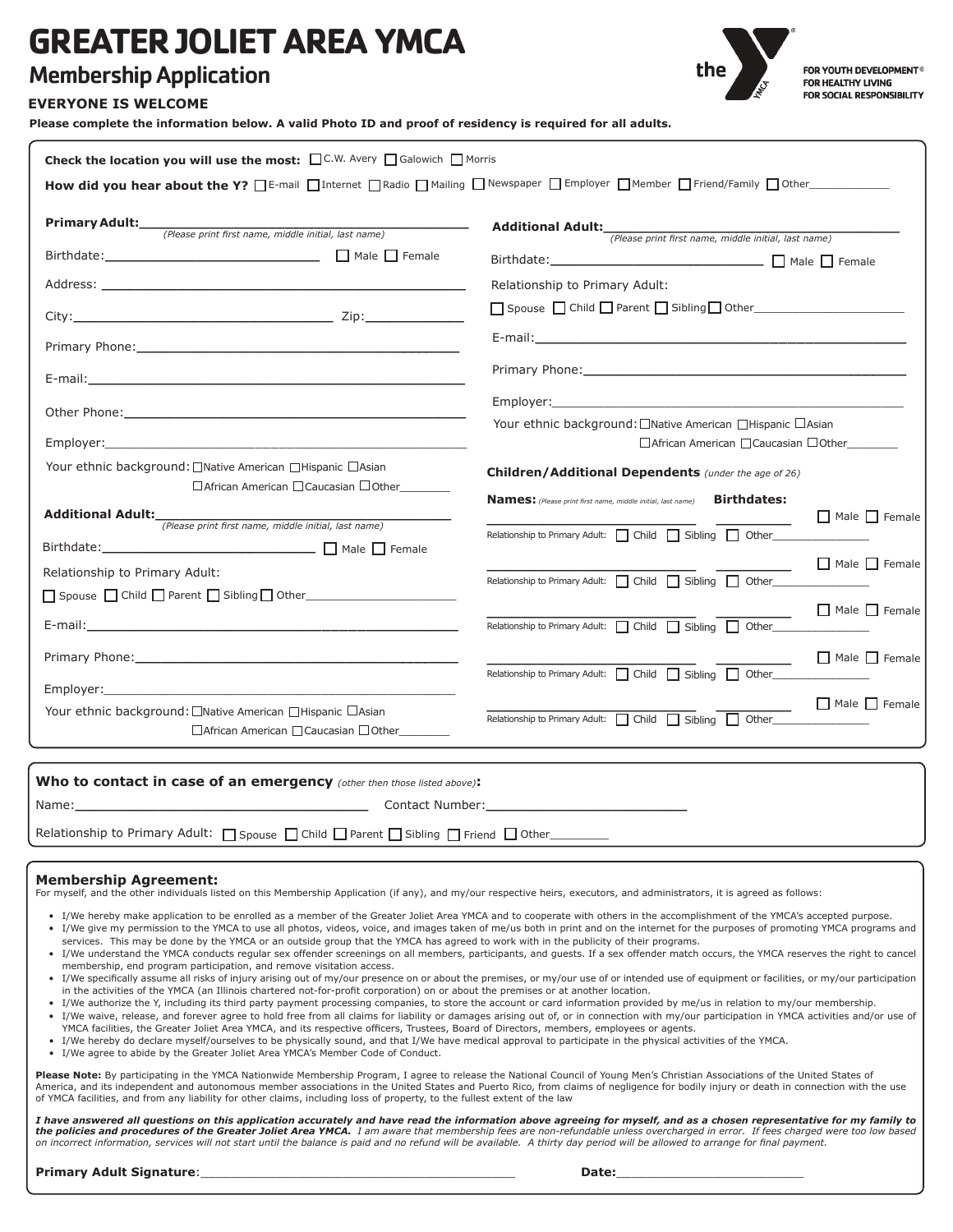# GREATER JOLIET AREA YMCA

## Membership Application

**EVERYONE IS WELCOME**

FOR YOUTH DEVELOPMENT®
FOR HEALTHY LIVING
FOR SOCIAL RESPONSIBILITY

**Please complete the information below. A valid Photo ID and proof of residency is required for all adults.**

**Check the location you will use the most:** ☐ C.W. Avery ☐ Galowich ☐ Morris

**How did you hear about the Y?** ☐ E-mail ☐ Internet ☐ Radio ☐ Mailing ☐ Newspaper ☐ Employer ☐ Member ☐ Friend/Family ☐ Other____________

**Primary Adult:**_______________________________________
*(Please print first name, middle initial, last name)*

Birthdate:__________________________ ☐ Male ☐ Female

Address: ___________________________________________

City:________________________________ Zip:_____________

Primary Phone:______________________________________

E-mail:_____________________________________________

Other Phone:________________________________________

Employer:___________________________________________

Your ethnic background: ☐ Native American ☐ Hispanic ☐ Asian ☐ African American ☐ Caucasian ☐ Other________

**Additional Adult:**_____________________________________
*(Please print first name, middle initial, last name)*

Birthdate:__________________________ ☐ Male ☐ Female

Relationship to Primary Adult:

☐ Spouse ☐ Child ☐ Parent ☐ Sibling ☐ Other______________________

E-mail:_____________________________________________

Primary Phone:______________________________________

Employer:___________________________________________

Your ethnic background: ☐ Native American ☐ Hispanic ☐ Asian ☐ African American ☐ Caucasian ☐ Other________

**Additional Adult:**_____________________________________
*(Please print first name, middle initial, last name)*

Birthdate:__________________________ ☐ Male ☐ Female

Relationship to Primary Adult:

☐ Spouse ☐ Child ☐ Parent ☐ Sibling ☐ Other______________________

E-mail:_____________________________________________

Primary Phone:______________________________________

Employer:___________________________________________

Your ethnic background: ☐ Native American ☐ Hispanic ☐ Asian ☐ African American ☐ Caucasian ☐ Other________

**Children/Additional Dependents** *(under the age of 26)*

**Names:** *(Please print first name, middle initial, last name)* **Birthdates:**

__________________________ __________ ☐ Male ☐ Female
Relationship to Primary Adult: ☐ Child ☐ Sibling ☐ Other_______________

__________________________ __________ ☐ Male ☐ Female
Relationship to Primary Adult: ☐ Child ☐ Sibling ☐ Other_______________

__________________________ __________ ☐ Male ☐ Female
Relationship to Primary Adult: ☐ Child ☐ Sibling ☐ Other_______________

__________________________ __________ ☐ Male ☐ Female
Relationship to Primary Adult: ☐ Child ☐ Sibling ☐ Other_______________

__________________________ __________ ☐ Male ☐ Female
Relationship to Primary Adult: ☐ Child ☐ Sibling ☐ Other_______________

**Who to contact in case of an emergency** *(other then those listed above)***:**

Name:___________________________________ Contact Number:_________________________

Relationship to Primary Adult: ☐ Spouse ☐ Child ☐ Parent ☐ Sibling ☐ Friend ☐ Other_________

**Membership Agreement:**

For myself, and the other individuals listed on this Membership Application (if any), and my/our respective heirs, executors, and administrators, it is agreed as follows:

- I/We hereby make application to be enrolled as a member of the Greater Joliet Area YMCA and to cooperate with others in the accomplishment of the YMCA's accepted purpose.
- I/We give my permission to the YMCA to use all photos, videos, voice, and images taken of me/us both in print and on the internet for the purposes of promoting YMCA programs and services. This may be done by the YMCA or an outside group that the YMCA has agreed to work with in the publicity of their programs.
- I/We understand the YMCA conducts regular sex offender screenings on all members, participants, and guests. If a sex offender match occurs, the YMCA reserves the right to cancel membership, end program participation, and remove visitation access.
- I/We specifically assume all risks of injury arising out of my/our presence on or about the premises, or my/our use of or intended use of equipment or facilities, or my/our participation in the activities of the YMCA (an Illinois chartered not-for-profit corporation) on or about the premises or at another location.
- I/We authorize the Y, including its third party payment processing companies, to store the account or card information provided by me/us in relation to my/our membership.
- I/We waive, release, and forever agree to hold free from all claims for liability or damages arising out of, or in connection with my/our participation in YMCA activities and/or use of YMCA facilities, the Greater Joliet Area YMCA, and its respective officers, Trustees, Board of Directors, members, employees or agents.
- I/We hereby do declare myself/ourselves to be physically sound, and that I/We have medical approval to participate in the physical activities of the YMCA.
- I/We agree to abide by the Greater Joliet Area YMCA's Member Code of Conduct.

**Please Note:** By participating in the YMCA Nationwide Membership Program, I agree to release the National Council of Young Men's Christian Associations of the United States of America, and its independent and autonomous member associations in the United States and Puerto Rico, from claims of negligence for bodily injury or death in connection with the use of YMCA facilities, and from any liability for other claims, including loss of property, to the fullest extent of the law

***I have answered all questions on this application accurately and have read the information above agreeing for myself, and as a chosen representative for my family to the policies and procedures of the Greater Joliet Area YMCA.*** *I am aware that membership fees are non-refundable unless overcharged in error. If fees charged were too low based on incorrect information, services will not start until the balance is paid and no refund will be available. A thirty day period will be allowed to arrange for final payment.*

**Primary Adult Signature**:__________________________________________ **Date:**_________________________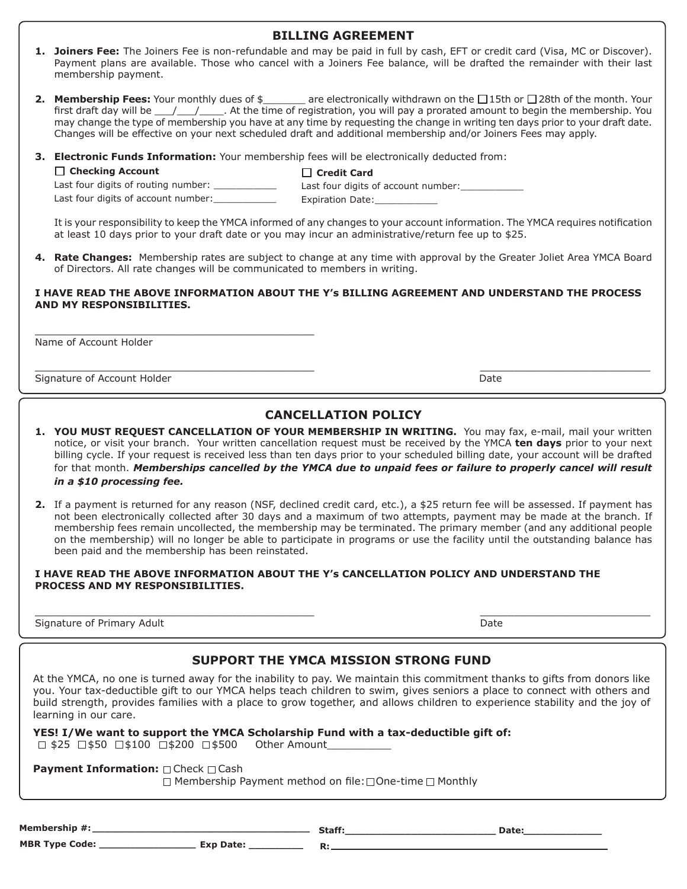## BILLING AGREEMENT

1. **Joiners Fee:** The Joiners Fee is non-refundable and may be paid in full by cash, EFT or credit card (Visa, MC or Discover). Payment plans are available. Those who cancel with a Joiners Fee balance, will be drafted the remainder with their last membership payment.

2. **Membership Fees:** Your monthly dues of $_______ are electronically withdrawn on the ☐ 15th or ☐ 28th of the month. Your first draft day will be ___/___/____. At the time of registration, you will pay a prorated amount to begin the membership. You may change the type of membership you have at any time by requesting the change in writing ten days prior to your draft date. Changes will be effective on your next scheduled draft and additional membership and/or Joiners Fees may apply.

3. **Electronic Funds Information:** Your membership fees will be electronically deducted from:

   ☐ **Checking Account**
   Last four digits of routing number: ___________
   Last four digits of account number:___________

   ☐ **Credit Card**
   Last four digits of account number:___________
   Expiration Date:___________

   It is your responsibility to keep the YMCA informed of any changes to your account information. The YMCA requires notification at least 10 days prior to your draft date or you may incur an administrative/return fee up to $25.

4. **Rate Changes:** Membership rates are subject to change at any time with approval by the Greater Joliet Area YMCA Board of Directors. All rate changes will be communicated to members in writing.

**I HAVE READ THE ABOVE INFORMATION ABOUT THE Y's BILLING AGREEMENT AND UNDERSTAND THE PROCESS AND MY RESPONSIBILITIES.**

_____________________________________________
Name of Account Holder

_____________________________________________ ____________________________
Signature of Account Holder Date

## CANCELLATION POLICY

1. **YOU MUST REQUEST CANCELLATION OF YOUR MEMBERSHIP IN WRITING.** You may fax, e-mail, mail your written notice, or visit your branch. Your written cancellation request must be received by the YMCA **ten days** prior to your next billing cycle. If your request is received less than ten days prior to your scheduled billing date, your account will be drafted for that month. ***Memberships cancelled by the YMCA due to unpaid fees or failure to properly cancel will result in a $10 processing fee.***

2. If a payment is returned for any reason (NSF, declined credit card, etc.), a $25 return fee will be assessed. If payment has not been electronically collected after 30 days and a maximum of two attempts, payment may be made at the branch. If membership fees remain uncollected, the membership may be terminated. The primary member (and any additional people on the membership) will no longer be able to participate in programs or use the facility until the outstanding balance has been paid and the membership has been reinstated.

**I HAVE READ THE ABOVE INFORMATION ABOUT THE Y's CANCELLATION POLICY AND UNDERSTAND THE PROCESS AND MY RESPONSIBILITIES.**

_____________________________________________ ____________________________
Signature of Primary Adult Date

## SUPPORT THE YMCA MISSION STRONG FUND

At the YMCA, no one is turned away for the inability to pay. We maintain this commitment thanks to gifts from donors like you. Your tax-deductible gift to our YMCA helps teach children to swim, gives seniors a place to connect with others and build strength, provides families with a place to grow together, and allows children to experience stability and the joy of learning in our care.

**YES! I/We want to support the YMCA Scholarship Fund with a tax-deductible gift of:**
☐ $25 ☐ $50 ☐ $100 ☐ $200 ☐ $500 Other Amount__________

**Payment Information:** ☐ Check ☐ Cash
☐ Membership Payment method on file: ☐ One-time ☐ Monthly

**Membership #:**_____________________________________ **Staff:**__________________________ **Date:**______________
**MBR Type Code:** ________________ **Exp Date:** _________ **R:**_____________________________________________